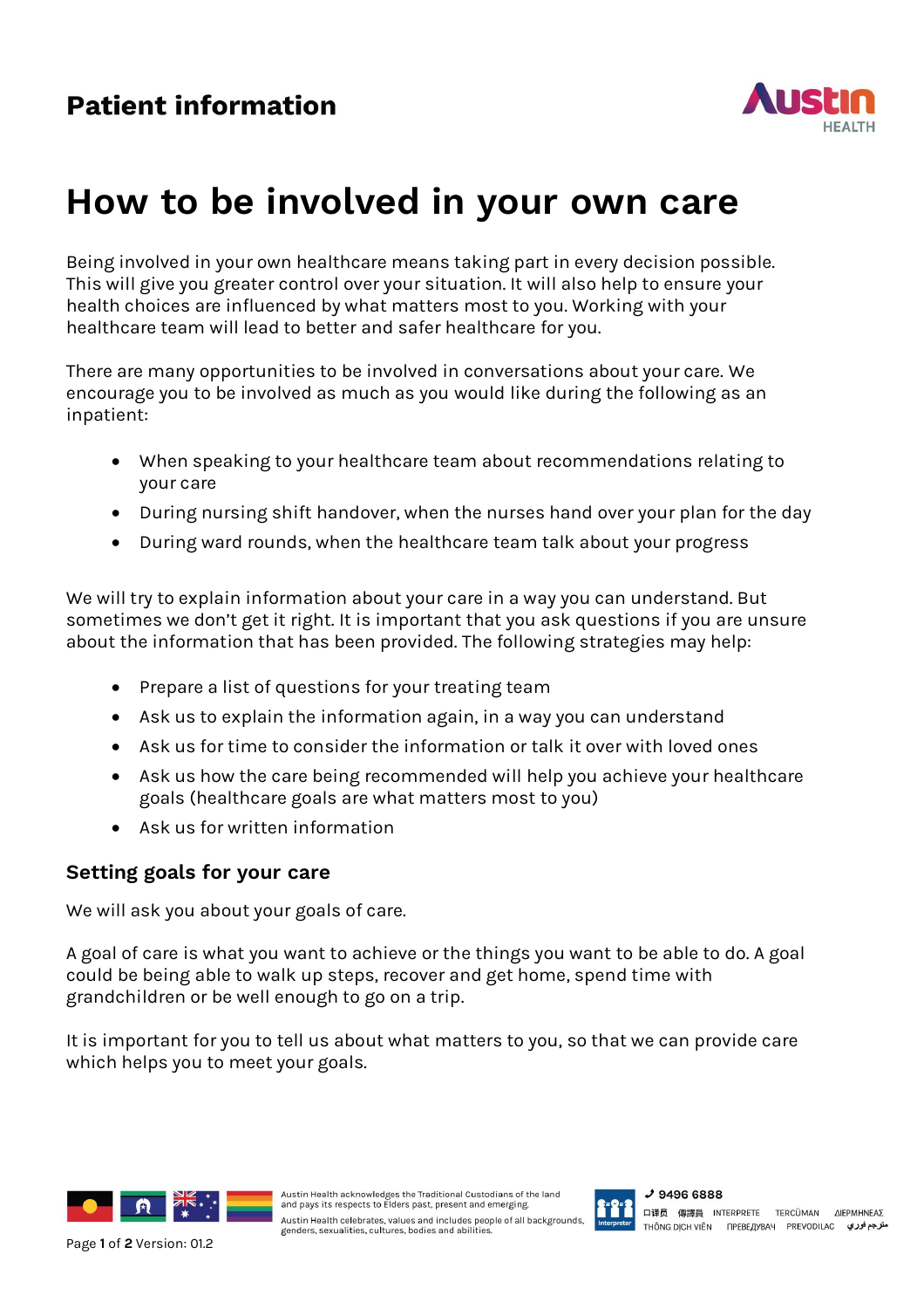# Patient information

# How to be involved in your own care

Being involved in your own healthcare means taking part in every decision possible. This will give you greater control over your situation. It will also help to ensure your health choices are influenced by what matters most to you. Working with your healthcare team will lead to better and safer healthcare for you.

There are many opportunities to be involved in conversations about your care. We encourage you to be involved as much as you would like during the following as an inpatient:

- When speaking to your healthcare team about recommendations relating to your care
- During nursing shift handover, when the nurses hand over your plan for the day
- During ward rounds, when the healthcare team talk about your progress

We will try to explain information about your care in a way you can understand. But sometimes we don't get it right. It is important that you ask questions if you are unsure about the information that has been provided. The following strategies may help:

- Prepare a list of questions for your treating team
- Ask us to explain the information again, in a way you can understand
- Ask us for time to consider the information or talk it over with loved ones
- Ask us how the care being recommended will help you achieve your healthcare goals (healthcare goals are what matters most to you)
- Ask us for written information

## Setting goals for your care

We will ask you about your goals of care.

A goal of care is what you want to achieve or the things you want to be able to do. A goal could be being able to walk up steps, recover and get home, spend time with grandchildren or be well enough to go on a trip.

It is important for you to tell us about what matters to you, so that we can provide care which helps you to meet your goals.

Austin Health acknowledges the Traditional Custodians of the land and pays its respects to Elders past, present and emerging.

Austin Health celebrates, values and includes people of all backgrounds, genders, sexualities, cultures, bodies and abilities.

Interpreter ✆ 9496 6888
口译员 傳譯員 INTERPRETE TERCÜMAN ΔΙΕΡΜΗΝΕΑΣ
THÔNG DỊCH VIÊN ПРЕВЕДУВАЧ PREVODILAC مترجم فوري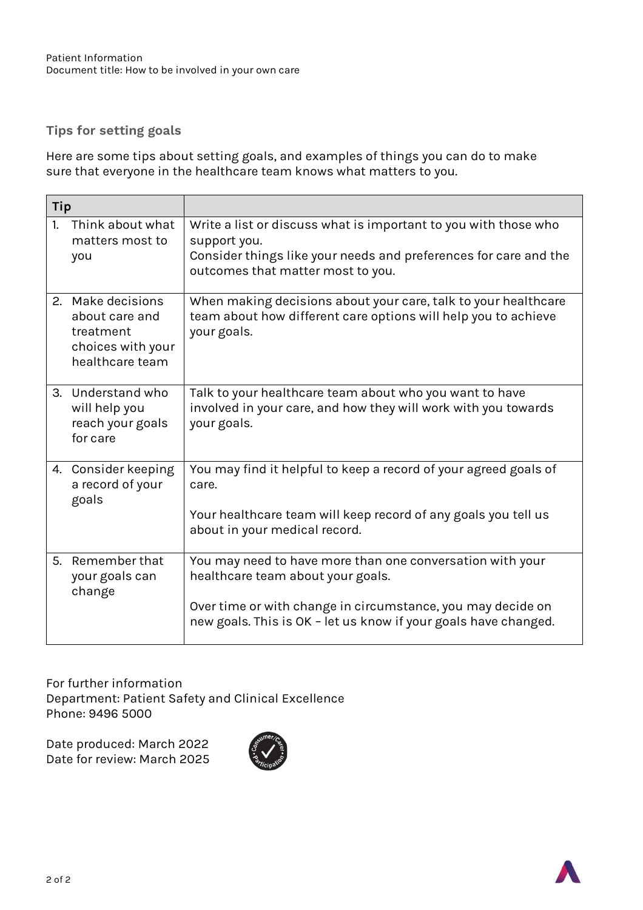### Tips for setting goals

Here are some tips about setting goals, and examples of things you can do to make sure that everyone in the healthcare team knows what matters to you.

| Tip | |
|---|---|
| 1. Think about what matters most to you | Write a list or discuss what is important to you with those who support you.<br>Consider things like your needs and preferences for care and the outcomes that matter most to you. |
| 2. Make decisions about care and treatment choices with your healthcare team | When making decisions about your care, talk to your healthcare team about how different care options will help you to achieve your goals. |
| 3. Understand who will help you reach your goals for care | Talk to your healthcare team about who you want to have involved in your care, and how they will work with you towards your goals. |
| 4. Consider keeping a record of your goals | You may find it helpful to keep a record of your agreed goals of care.<br><br>Your healthcare team will keep record of any goals you tell us about in your medical record. |
| 5. Remember that your goals can change | You may need to have more than one conversation with your healthcare team about your goals.<br><br>Over time or with change in circumstance, you may decide on new goals. This is OK – let us know if your goals have changed. |

For further information
Department: Patient Safety and Clinical Excellence
Phone: 9496 5000

Date produced: March 2022
Date for review: March 2025